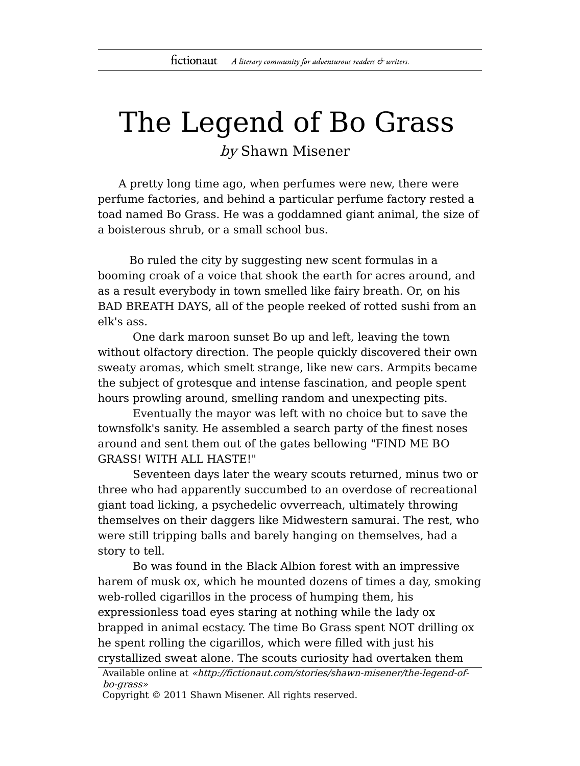# The Legend of Bo Grass

*by* Shawn Misener

A pretty long time ago, when perfumes were new, there were perfume factories, and behind a particular perfume factory rested a toad named Bo Grass. He was a goddamned giant animal, the size of a boisterous shrub, or a small school bus.

Bo ruled the city by suggesting new scent formulas in a booming croak of a voice that shook the earth for acres around, and as a result everybody in town smelled like fairy breath. Or, on his BAD BREATH DAYS, all of the people reeked of rotted sushi from an elk's ass.

One dark maroon sunset Bo up and left, leaving the town without olfactory direction. The people quickly discovered their own sweaty aromas, which smelt strange, like new cars. Armpits became the subject of grotesque and intense fascination, and people spent hours prowling around, smelling random and unexpecting pits.

Eventually the mayor was left with no choice but to save the townsfolk's sanity. He assembled a search party of the finest noses around and sent them out of the gates bellowing "FIND ME BO GRASS! WITH ALL HASTE!"

Seventeen days later the weary scouts returned, minus two or three who had apparently succumbed to an overdose of recreational giant toad licking, a psychedelic ovverreach, ultimately throwing themselves on their daggers like Midwestern samurai. The rest, who were still tripping balls and barely hanging on themselves, had a story to tell.

Bo was found in the Black Albion forest with an impressive harem of musk ox, which he mounted dozens of times a day, smoking web-rolled cigarillos in the process of humping them, his expressionless toad eyes staring at nothing while the lady ox brapped in animal ecstacy. The time Bo Grass spent NOT drilling ox he spent rolling the cigarillos, which were filled with just his crystallized sweat alone. The scouts curiosity had overtaken them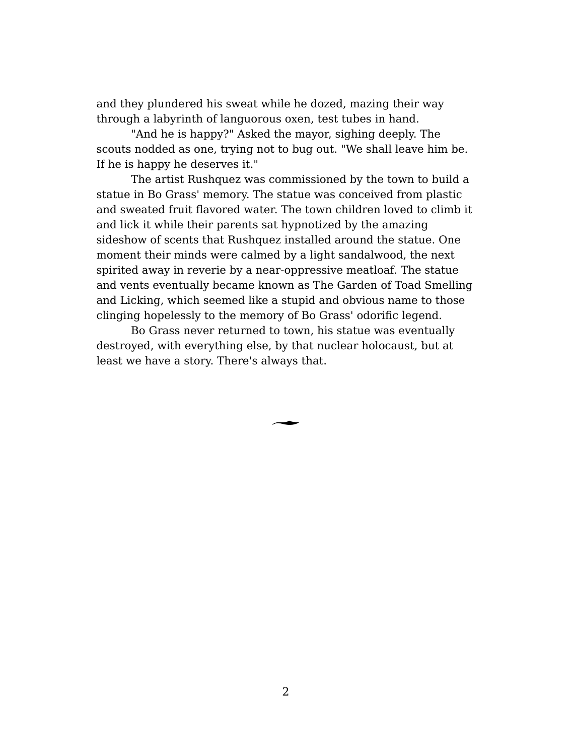and they plundered his sweat while he dozed, mazing their way through a labyrinth of languorous oxen, test tubes in hand.

"And he is happy?" Asked the mayor, sighing deeply. The scouts nodded as one, trying not to bug out. "We shall leave him be. If he is happy he deserves it."

The artist Rushquez was commissioned by the town to build a statue in Bo Grass' memory. The statue was conceived from plastic and sweated fruit flavored water. The town children loved to climb it and lick it while their parents sat hypnotized by the amazing sideshow of scents that Rushquez installed around the statue. One moment their minds were calmed by a light sandalwood, the next spirited away in reverie by a near-oppressive meatloaf. The statue and vents eventually became known as The Garden of Toad Smelling and Licking, which seemed like a stupid and obvious name to those clinging hopelessly to the memory of Bo Grass' odorific legend.

Bo Grass never returned to town, his statue was eventually destroyed, with everything else, by that nuclear holocaust, but at least we have a story. There's always that.